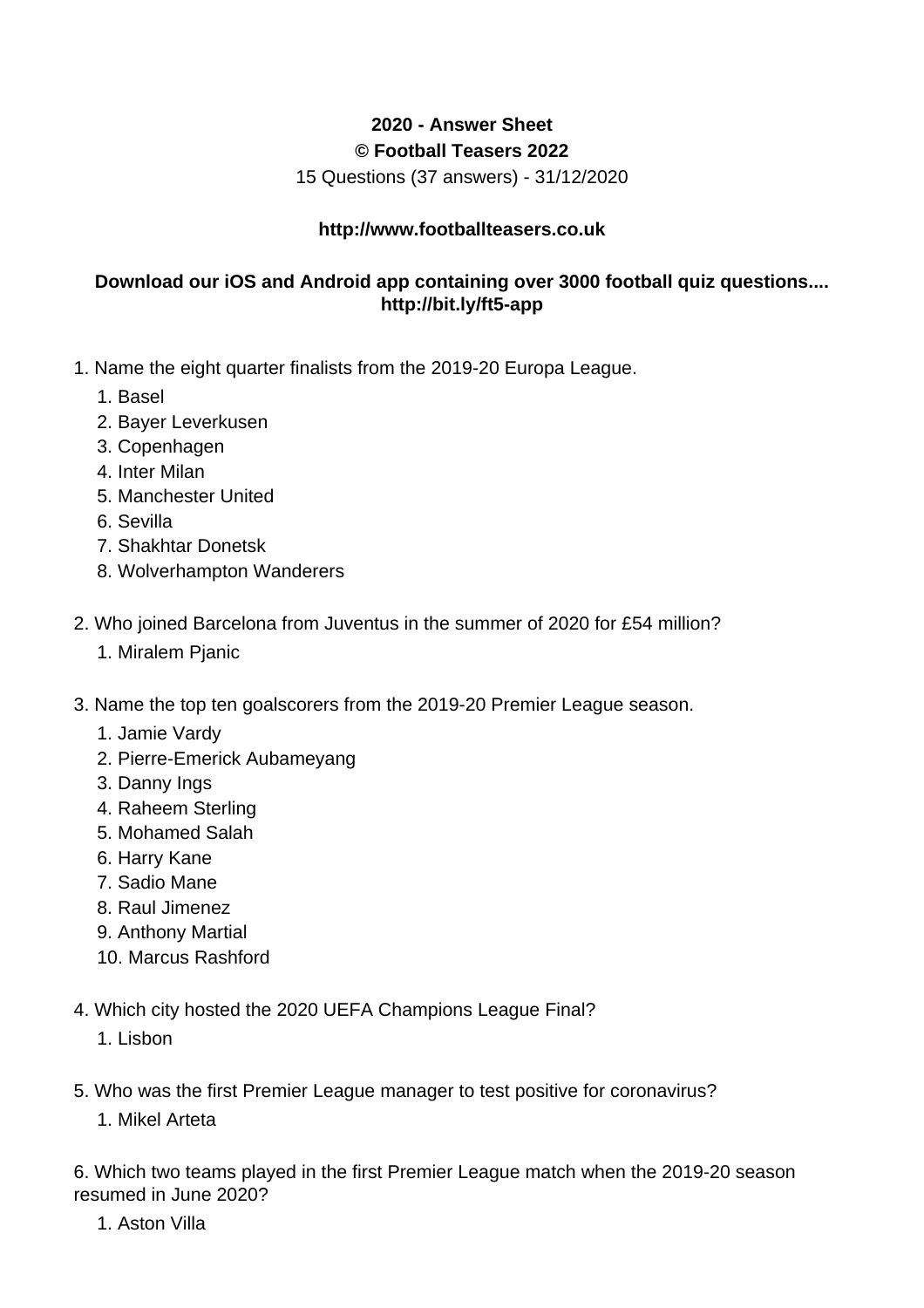**2020 - Answer Sheet**

**© Football Teasers 2022**

15 Questions (37 answers) - 31/12/2020

**http://www.footballteasers.co.uk**

**Download our iOS and Android app containing over 3000 football quiz questions.... http://bit.ly/ft5-app**

1. Name the eight quarter finalists from the 2019-20 Europa League.
    1. Basel
    2. Bayer Leverkusen
    3. Copenhagen
    4. Inter Milan
    5. Manchester United
    6. Sevilla
    7. Shakhtar Donetsk
    8. Wolverhampton Wanderers

2. Who joined Barcelona from Juventus in the summer of 2020 for £54 million?
    1. Miralem Pjanic

3. Name the top ten goalscorers from the 2019-20 Premier League season.
    1. Jamie Vardy
    2. Pierre-Emerick Aubameyang
    3. Danny Ings
    4. Raheem Sterling
    5. Mohamed Salah
    6. Harry Kane
    7. Sadio Mane
    8. Raul Jimenez
    9. Anthony Martial
    10. Marcus Rashford

4. Which city hosted the 2020 UEFA Champions League Final?
    1. Lisbon

5. Who was the first Premier League manager to test positive for coronavirus?
    1. Mikel Arteta

6. Which two teams played in the first Premier League match when the 2019-20 season resumed in June 2020?
    1. Aston Villa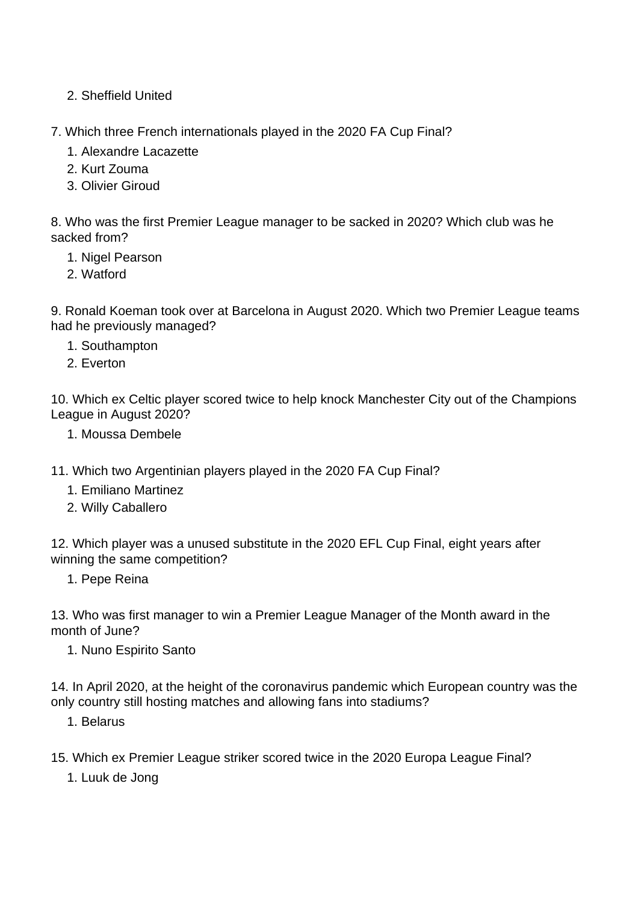2. Sheffield United

7. Which three French internationals played in the 2020 FA Cup Final?

1. Alexandre Lacazette
2. Kurt Zouma
3. Olivier Giroud

8. Who was the first Premier League manager to be sacked in 2020? Which club was he sacked from?

1. Nigel Pearson
2. Watford

9. Ronald Koeman took over at Barcelona in August 2020. Which two Premier League teams had he previously managed?

1. Southampton
2. Everton

10. Which ex Celtic player scored twice to help knock Manchester City out of the Champions League in August 2020?

1. Moussa Dembele

11. Which two Argentinian players played in the 2020 FA Cup Final?

1. Emiliano Martinez
2. Willy Caballero

12. Which player was a unused substitute in the 2020 EFL Cup Final, eight years after winning the same competition?

1. Pepe Reina

13. Who was first manager to win a Premier League Manager of the Month award in the month of June?

1. Nuno Espirito Santo

14. In April 2020, at the height of the coronavirus pandemic which European country was the only country still hosting matches and allowing fans into stadiums?

1. Belarus

15. Which ex Premier League striker scored twice in the 2020 Europa League Final?

1. Luuk de Jong